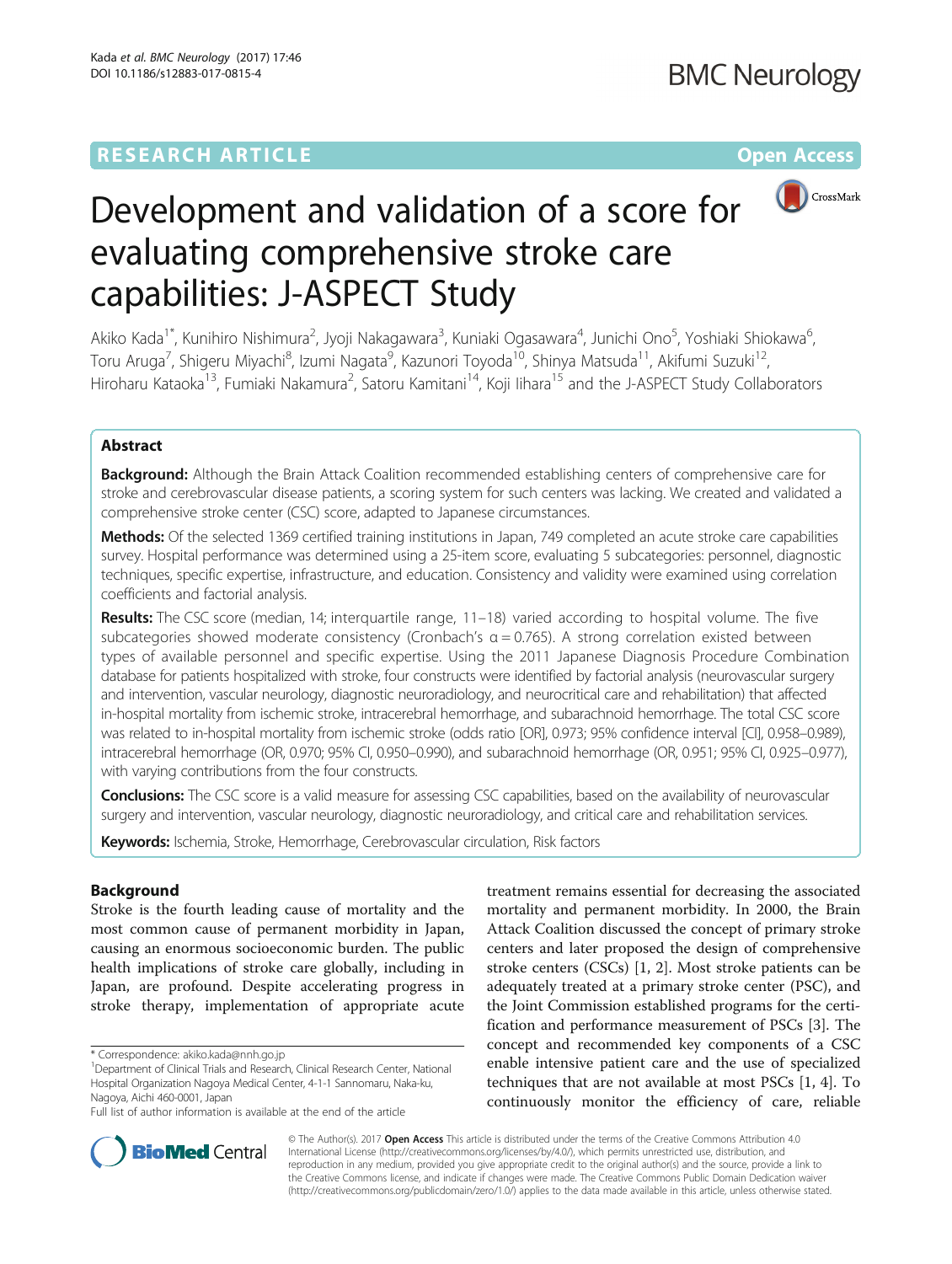RESEARCH ARTICLE

Open Access

# Development and validation of a score for evaluating comprehensive stroke care capabilities: J-ASPECT Study

Akiko Kada[1*], Kunihiro Nishimura[2], Jyoji Nakagawara[3], Kuniaki Ogasawara[4], Junichi Ono[5], Yoshiaki Shiokawa[6], Toru Aruga[7], Shigeru Miyachi[8], Izumi Nagata[9], Kazunori Toyoda[10], Shinya Matsuda[11], Akifumi Suzuki[12], Hiroharu Kataoka[13], Fumiaki Nakamura[2], Satoru Kamitani[14], Koji Iihara[15] and the J-ASPECT Study Collaborators

## Abstract

**Background:** Although the Brain Attack Coalition recommended establishing centers of comprehensive care for stroke and cerebrovascular disease patients, a scoring system for such centers was lacking. We created and validated a comprehensive stroke center (CSC) score, adapted to Japanese circumstances.

**Methods:** Of the selected 1369 certified training institutions in Japan, 749 completed an acute stroke care capabilities survey. Hospital performance was determined using a 25-item score, evaluating 5 subcategories: personnel, diagnostic techniques, specific expertise, infrastructure, and education. Consistency and validity were examined using correlation coefficients and factorial analysis.

**Results:** The CSC score (median, 14; interquartile range, 11–18) varied according to hospital volume. The five subcategories showed moderate consistency (Cronbach's α = 0.765). A strong correlation existed between types of available personnel and specific expertise. Using the 2011 Japanese Diagnosis Procedure Combination database for patients hospitalized with stroke, four constructs were identified by factorial analysis (neurovascular surgery and intervention, vascular neurology, diagnostic neuroradiology, and neurocritical care and rehabilitation) that affected in-hospital mortality from ischemic stroke, intracerebral hemorrhage, and subarachnoid hemorrhage. The total CSC score was related to in-hospital mortality from ischemic stroke (odds ratio [OR], 0.973; 95% confidence interval [CI], 0.958–0.989), intracerebral hemorrhage (OR, 0.970; 95% CI, 0.950–0.990), and subarachnoid hemorrhage (OR, 0.951; 95% CI, 0.925–0.977), with varying contributions from the four constructs.

**Conclusions:** The CSC score is a valid measure for assessing CSC capabilities, based on the availability of neurovascular surgery and intervention, vascular neurology, diagnostic neuroradiology, and critical care and rehabilitation services.

**Keywords:** Ischemia, Stroke, Hemorrhage, Cerebrovascular circulation, Risk factors

## Background

Stroke is the fourth leading cause of mortality and the most common cause of permanent morbidity in Japan, causing an enormous socioeconomic burden. The public health implications of stroke care globally, including in Japan, are profound. Despite accelerating progress in stroke therapy, implementation of appropriate acute treatment remains essential for decreasing the associated mortality and permanent morbidity. In 2000, the Brain Attack Coalition discussed the concept of primary stroke centers and later proposed the design of comprehensive stroke centers (CSCs) [1, 2]. Most stroke patients can be adequately treated at a primary stroke center (PSC), and the Joint Commission established programs for the certification and performance measurement of PSCs [3]. The concept and recommended key components of a CSC enable intensive patient care and the use of specialized techniques that are not available at most PSCs [1, 4]. To continuously monitor the efficiency of care, reliable

\* Correspondence: akiko.kada@nnh.go.jp
[1]Department of Clinical Trials and Research, Clinical Research Center, National Hospital Organization Nagoya Medical Center, 4-1-1 Sannomaru, Naka-ku, Nagoya, Aichi 460-0001, Japan
Full list of author information is available at the end of the article

© The Author(s). 2017 **Open Access** This article is distributed under the terms of the Creative Commons Attribution 4.0 International License (http://creativecommons.org/licenses/by/4.0/), which permits unrestricted use, distribution, and reproduction in any medium, provided you give appropriate credit to the original author(s) and the source, provide a link to the Creative Commons license, and indicate if changes were made. The Creative Commons Public Domain Dedication waiver (http://creativecommons.org/publicdomain/zero/1.0/) applies to the data made available in this article, unless otherwise stated.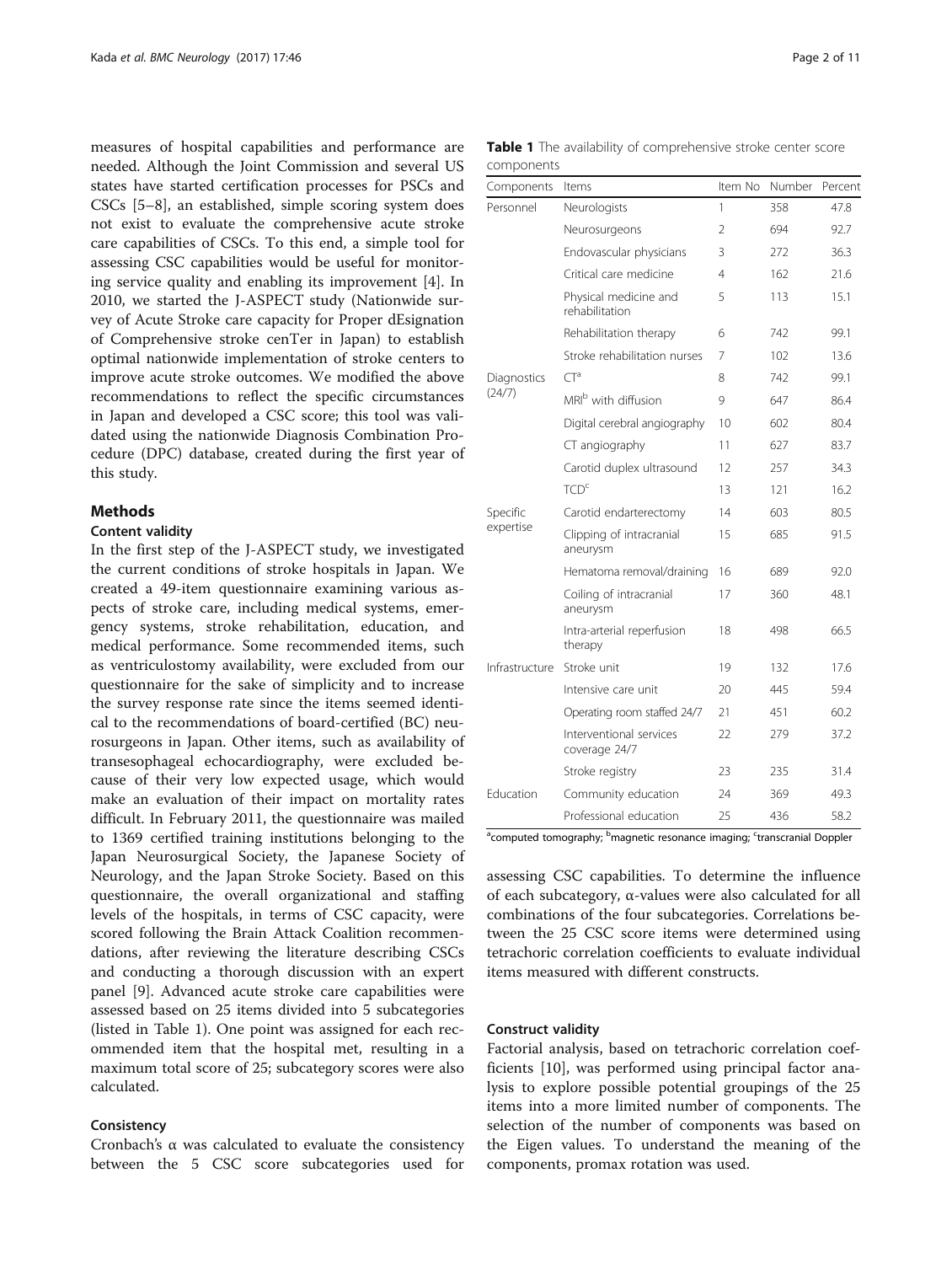measures of hospital capabilities and performance are needed. Although the Joint Commission and several US states have started certification processes for PSCs and CSCs [5–8], an established, simple scoring system does not exist to evaluate the comprehensive acute stroke care capabilities of CSCs. To this end, a simple tool for assessing CSC capabilities would be useful for monitoring service quality and enabling its improvement [4]. In 2010, we started the J-ASPECT study (Nationwide survey of Acute Stroke care capacity for Proper dEsignation of Comprehensive stroke cenTer in Japan) to establish optimal nationwide implementation of stroke centers to improve acute stroke outcomes. We modified the above recommendations to reflect the specific circumstances in Japan and developed a CSC score; this tool was validated using the nationwide Diagnosis Combination Procedure (DPC) database, created during the first year of this study.

## Methods

### Content validity

In the first step of the J-ASPECT study, we investigated the current conditions of stroke hospitals in Japan. We created a 49-item questionnaire examining various aspects of stroke care, including medical systems, emergency systems, stroke rehabilitation, education, and medical performance. Some recommended items, such as ventriculostomy availability, were excluded from our questionnaire for the sake of simplicity and to increase the survey response rate since the items seemed identical to the recommendations of board-certified (BC) neurosurgeons in Japan. Other items, such as availability of transesophageal echocardiography, were excluded because of their very low expected usage, which would make an evaluation of their impact on mortality rates difficult. In February 2011, the questionnaire was mailed to 1369 certified training institutions belonging to the Japan Neurosurgical Society, the Japanese Society of Neurology, and the Japan Stroke Society. Based on this questionnaire, the overall organizational and staffing levels of the hospitals, in terms of CSC capacity, were scored following the Brain Attack Coalition recommendations, after reviewing the literature describing CSCs and conducting a thorough discussion with an expert panel [9]. Advanced acute stroke care capabilities were assessed based on 25 items divided into 5 subcategories (listed in Table 1). One point was assigned for each recommended item that the hospital met, resulting in a maximum total score of 25; subcategory scores were also calculated.

### Consistency

Cronbach's α was calculated to evaluate the consistency between the 5 CSC score subcategories used for assessing CSC capabilities. To determine the influence of each subcategory, α-values were also calculated for all combinations of the four subcategories. Correlations between the 25 CSC score items were determined using tetrachoric correlation coefficients to evaluate individual items measured with different constructs.

### Construct validity

Factorial analysis, based on tetrachoric correlation coefficients [10], was performed using principal factor analysis to explore possible potential groupings of the 25 items into a more limited number of components. The selection of the number of components was based on the Eigen values. To understand the meaning of the components, promax rotation was used.

**Table 1** The availability of comprehensive stroke center score components

| Components | Items | Item No | Number | Percent |
|---|---|---|---|---|
| Personnel | Neurologists | 1 | 358 | 47.8 |
| | Neurosurgeons | 2 | 694 | 92.7 |
| | Endovascular physicians | 3 | 272 | 36.3 |
| | Critical care medicine | 4 | 162 | 21.6 |
| | Physical medicine and rehabilitation | 5 | 113 | 15.1 |
| | Rehabilitation therapy | 6 | 742 | 99.1 |
| | Stroke rehabilitation nurses | 7 | 102 | 13.6 |
| Diagnostics (24/7) | CT[a] | 8 | 742 | 99.1 |
| | MRI[b] with diffusion | 9 | 647 | 86.4 |
| | Digital cerebral angiography | 10 | 602 | 80.4 |
| | CT angiography | 11 | 627 | 83.7 |
| | Carotid duplex ultrasound | 12 | 257 | 34.3 |
| | TCD[c] | 13 | 121 | 16.2 |
| Specific expertise | Carotid endarterectomy | 14 | 603 | 80.5 |
| | Clipping of intracranial aneurysm | 15 | 685 | 91.5 |
| | Hematoma removal/draining | 16 | 689 | 92.0 |
| | Coiling of intracranial aneurysm | 17 | 360 | 48.1 |
| | Intra-arterial reperfusion therapy | 18 | 498 | 66.5 |
| Infrastructure | Stroke unit | 19 | 132 | 17.6 |
| | Intensive care unit | 20 | 445 | 59.4 |
| | Operating room staffed 24/7 | 21 | 451 | 60.2 |
| | Interventional services coverage 24/7 | 22 | 279 | 37.2 |
| | Stroke registry | 23 | 235 | 31.4 |
| Education | Community education | 24 | 369 | 49.3 |
| | Professional education | 25 | 436 | 58.2 |

[a]computed tomography; [b]magnetic resonance imaging; [c]transcranial Doppler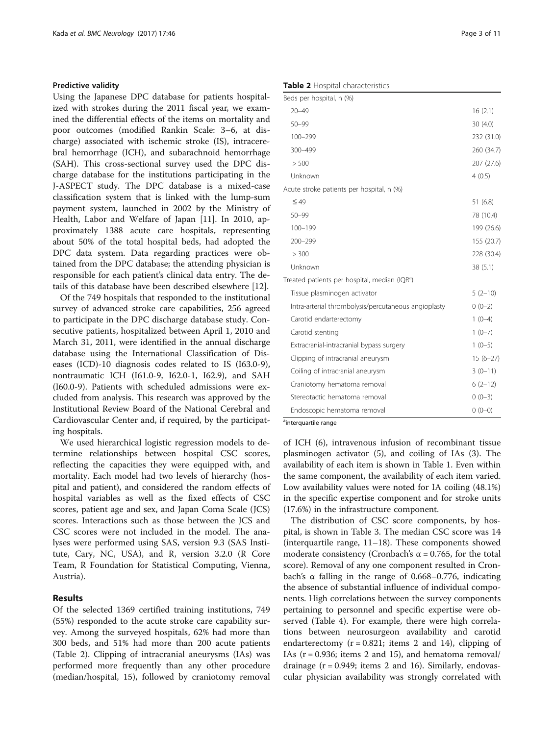### Predictive validity

Using the Japanese DPC database for patients hospitalized with strokes during the 2011 fiscal year, we examined the differential effects of the items on mortality and poor outcomes (modified Rankin Scale: 3–6, at discharge) associated with ischemic stroke (IS), intracerebral hemorrhage (ICH), and subarachnoid hemorrhage (SAH). This cross-sectional survey used the DPC discharge database for the institutions participating in the J-ASPECT study. The DPC database is a mixed-case classification system that is linked with the lump-sum payment system, launched in 2002 by the Ministry of Health, Labor and Welfare of Japan [11]. In 2010, approximately 1388 acute care hospitals, representing about 50% of the total hospital beds, had adopted the DPC data system. Data regarding practices were obtained from the DPC database; the attending physician is responsible for each patient's clinical data entry. The details of this database have been described elsewhere [12].

Of the 749 hospitals that responded to the institutional survey of advanced stroke care capabilities, 256 agreed to participate in the DPC discharge database study. Consecutive patients, hospitalized between April 1, 2010 and March 31, 2011, were identified in the annual discharge database using the International Classification of Diseases (ICD)-10 diagnosis codes related to IS (I63.0-9), nontraumatic ICH (I61.0-9, I62.0-1, I62.9), and SAH (I60.0-9). Patients with scheduled admissions were excluded from analysis. This research was approved by the Institutional Review Board of the National Cerebral and Cardiovascular Center and, if required, by the participating hospitals.

We used hierarchical logistic regression models to determine relationships between hospital CSC scores, reflecting the capacities they were equipped with, and mortality. Each model had two levels of hierarchy (hospital and patient), and considered the random effects of hospital variables as well as the fixed effects of CSC scores, patient age and sex, and Japan Coma Scale (JCS) scores. Interactions such as those between the JCS and CSC scores were not included in the model. The analyses were performed using SAS, version 9.3 (SAS Institute, Cary, NC, USA), and R, version 3.2.0 (R Core Team, R Foundation for Statistical Computing, Vienna, Austria).

## Results

Of the selected 1369 certified training institutions, 749 (55%) responded to the acute stroke care capability survey. Among the surveyed hospitals, 62% had more than 300 beds, and 51% had more than 200 acute patients (Table 2). Clipping of intracranial aneurysms (IAs) was performed more frequently than any other procedure (median/hospital, 15), followed by craniotomy removal of ICH (6), intravenous infusion of recombinant tissue plasminogen activator (5), and coiling of IAs (3). The availability of each item is shown in Table 1. Even within the same component, the availability of each item varied. Low availability values were noted for IA coiling (48.1%) in the specific expertise component and for stroke units (17.6%) in the infrastructure component.

**Table 2** Hospital characteristics

| | |
|---|---|
| Beds per hospital, n (%) | |
| 20–49 | 16 (2.1) |
| 50–99 | 30 (4.0) |
| 100–299 | 232 (31.0) |
| 300–499 | 260 (34.7) |
| > 500 | 207 (27.6) |
| Unknown | 4 (0.5) |
| Acute stroke patients per hospital, n (%) | |
| ≤ 49 | 51 (6.8) |
| 50–99 | 78 (10.4) |
| 100–199 | 199 (26.6) |
| 200–299 | 155 (20.7) |
| > 300 | 228 (30.4) |
| Unknown | 38 (5.1) |
| Treated patients per hospital, median (IQR[a]) | |
| Tissue plasminogen activator | 5 (2–10) |
| Intra-arterial thrombolysis/percutaneous angioplasty | 0 (0–2) |
| Carotid endarterectomy | 1 (0–4) |
| Carotid stenting | 1 (0–7) |
| Extracranial-intracranial bypass surgery | 1 (0–5) |
| Clipping of intracranial aneurysm | 15 (6–27) |
| Coiling of intracranial aneurysm | 3 (0–11) |
| Craniotomy hematoma removal | 6 (2–12) |
| Stereotactic hematoma removal | 0 (0–3) |
| Endoscopic hematoma removal | 0 (0–0) |

[a]interquartile range

The distribution of CSC score components, by hospital, is shown in Table 3. The median CSC score was 14 (interquartile range, 11–18). These components showed moderate consistency (Cronbach's $\alpha = 0.765$, for the total score). Removal of any one component resulted in Cronbach's $\alpha$ falling in the range of 0.668–0.776, indicating the absence of substantial influence of individual components. High correlations between the survey components pertaining to personnel and specific expertise were observed (Table 4). For example, there were high correlations between neurosurgeon availability and carotid endarterectomy ($r = 0.821$; items 2 and 14), clipping of IAs ($r = 0.936$; items 2 and 15), and hematoma removal/drainage ($r = 0.949$; items 2 and 16). Similarly, endovascular physician availability was strongly correlated with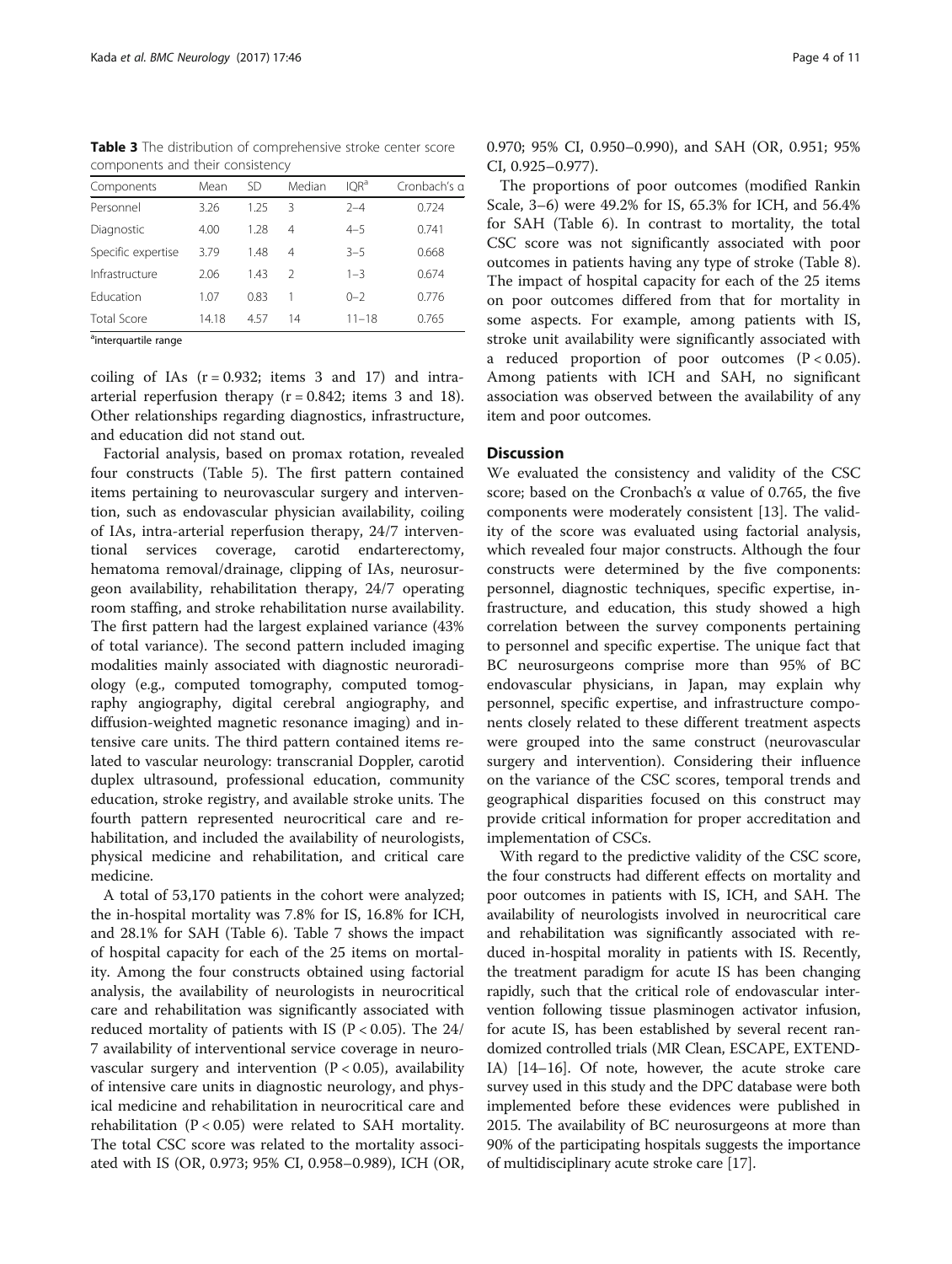**Table 3** The distribution of comprehensive stroke center score components and their consistency

| Components | Mean | SD | Median | IQR[a] | Cronbach's α |
|---|---|---|---|---|---|
| Personnel | 3.26 | 1.25 | 3 | 2–4 | 0.724 |
| Diagnostic | 4.00 | 1.28 | 4 | 4–5 | 0.741 |
| Specific expertise | 3.79 | 1.48 | 4 | 3–5 | 0.668 |
| Infrastructure | 2.06 | 1.43 | 2 | 1–3 | 0.674 |
| Education | 1.07 | 0.83 | 1 | 0–2 | 0.776 |
| Total Score | 14.18 | 4.57 | 14 | 11–18 | 0.765 |

[a]interquartile range

coiling of IAs ($r = 0.932$; items 3 and 17) and intra-arterial reperfusion therapy ($r = 0.842$; items 3 and 18). Other relationships regarding diagnostics, infrastructure, and education did not stand out.

Factorial analysis, based on promax rotation, revealed four constructs (Table 5). The first pattern contained items pertaining to neurovascular surgery and intervention, such as endovascular physician availability, coiling of IAs, intra-arterial reperfusion therapy, 24/7 interventional services coverage, carotid endarterectomy, hematoma removal/drainage, clipping of IAs, neurosurgeon availability, rehabilitation therapy, 24/7 operating room staffing, and stroke rehabilitation nurse availability. The first pattern had the largest explained variance (43% of total variance). The second pattern included imaging modalities mainly associated with diagnostic neuroradiology (e.g., computed tomography, computed tomography angiography, digital cerebral angiography, and diffusion-weighted magnetic resonance imaging) and intensive care units. The third pattern contained items related to vascular neurology: transcranial Doppler, carotid duplex ultrasound, professional education, community education, stroke registry, and available stroke units. The fourth pattern represented neurocritical care and rehabilitation, and included the availability of neurologists, physical medicine and rehabilitation, and critical care medicine.

A total of 53,170 patients in the cohort were analyzed; the in-hospital mortality was 7.8% for IS, 16.8% for ICH, and 28.1% for SAH (Table 6). Table 7 shows the impact of hospital capacity for each of the 25 items on mortality. Among the four constructs obtained using factorial analysis, the availability of neurologists in neurocritical care and rehabilitation was significantly associated with reduced mortality of patients with IS ($P < 0.05$). The 24/7 availability of interventional service coverage in neurovascular surgery and intervention ($P < 0.05$), availability of intensive care units in diagnostic neurology, and physical medicine and rehabilitation in neurocritical care and rehabilitation ($P < 0.05$) were related to SAH mortality. The total CSC score was related to the mortality associated with IS (OR, 0.973; 95% CI, 0.958–0.989), ICH (OR, 0.970; 95% CI, 0.950–0.990), and SAH (OR, 0.951; 95% CI, 0.925–0.977).

The proportions of poor outcomes (modified Rankin Scale, 3–6) were 49.2% for IS, 65.3% for ICH, and 56.4% for SAH (Table 6). In contrast to mortality, the total CSC score was not significantly associated with poor outcomes in patients having any type of stroke (Table 8). The impact of hospital capacity for each of the 25 items on poor outcomes differed from that for mortality in some aspects. For example, among patients with IS, stroke unit availability were significantly associated with a reduced proportion of poor outcomes ($P < 0.05$). Among patients with ICH and SAH, no significant association was observed between the availability of any item and poor outcomes.

## Discussion

We evaluated the consistency and validity of the CSC score; based on the Cronbach's α value of 0.765, the five components were moderately consistent [13]. The validity of the score was evaluated using factorial analysis, which revealed four major constructs. Although the four constructs were determined by the five components: personnel, diagnostic techniques, specific expertise, infrastructure, and education, this study showed a high correlation between the survey components pertaining to personnel and specific expertise. The unique fact that BC neurosurgeons comprise more than 95% of BC endovascular physicians, in Japan, may explain why personnel, specific expertise, and infrastructure components closely related to these different treatment aspects were grouped into the same construct (neurovascular surgery and intervention). Considering their influence on the variance of the CSC scores, temporal trends and geographical disparities focused on this construct may provide critical information for proper accreditation and implementation of CSCs.

With regard to the predictive validity of the CSC score, the four constructs had different effects on mortality and poor outcomes in patients with IS, ICH, and SAH. The availability of neurologists involved in neurocritical care and rehabilitation was significantly associated with reduced in-hospital morality in patients with IS. Recently, the treatment paradigm for acute IS has been changing rapidly, such that the critical role of endovascular intervention following tissue plasminogen activator infusion, for acute IS, has been established by several recent randomized controlled trials (MR Clean, ESCAPE, EXTEND-IA) [14–16]. Of note, however, the acute stroke care survey used in this study and the DPC database were both implemented before these evidences were published in 2015. The availability of BC neurosurgeons at more than 90% of the participating hospitals suggests the importance of multidisciplinary acute stroke care [17].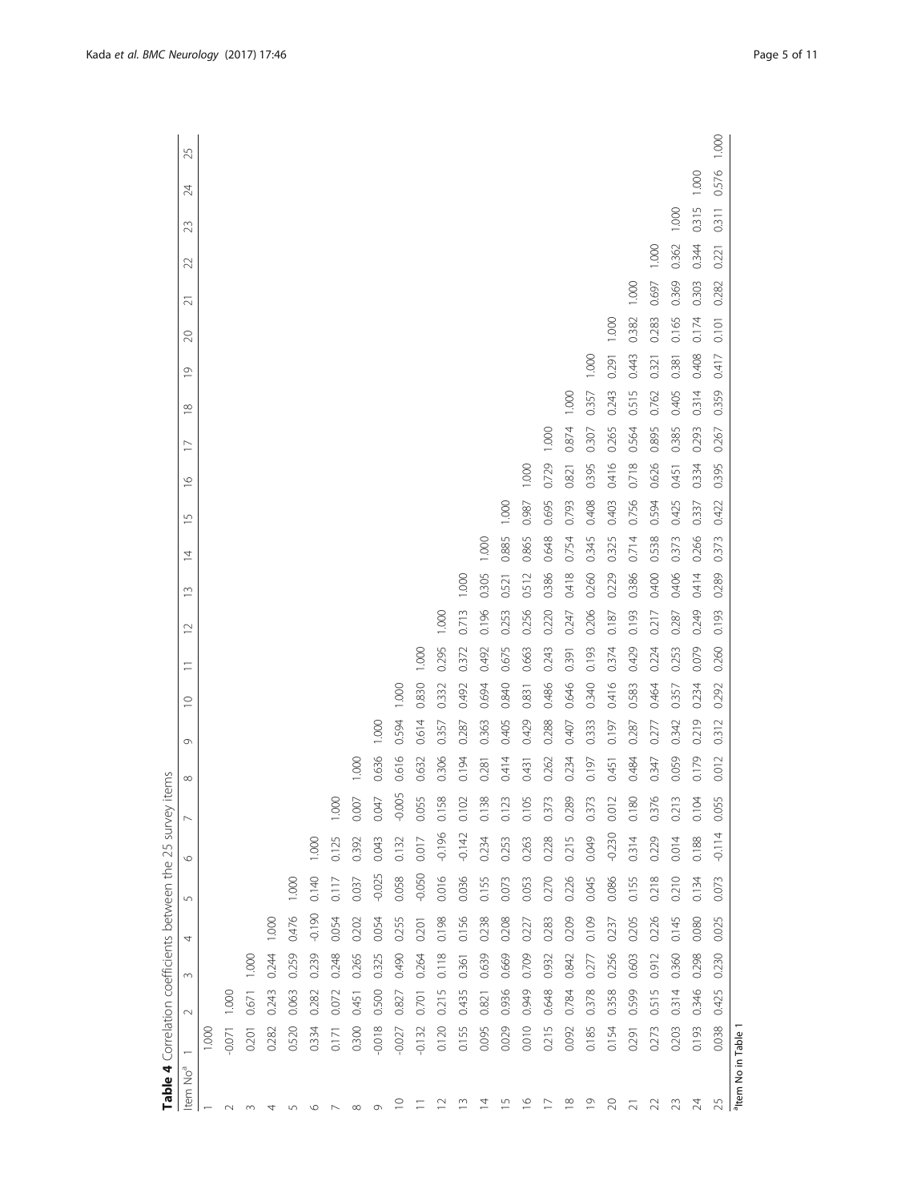**Table 4** Correlation coefficients between the 25 survey items

| Item No[a] | 1 | 2 | 3 | 4 | 5 | 6 | 7 | 8 | 9 | 10 | 11 | 12 | 13 | 14 | 15 | 16 | 17 | 18 | 19 | 20 | 21 | 22 | 23 | 24 | 25 |
|---|---|---|---|---|---|---|---|---|---|---|---|---|---|---|---|---|---|---|---|---|---|---|---|---|---|
| 1 | 1.000 | | | | | | | | | | | | | | | | | | | | | | | | |
| 2 | -0.071 | 1.000 | | | | | | | | | | | | | | | | | | | | | | | |
| 3 | 0.201 | 0.671 | 1.000 | | | | | | | | | | | | | | | | | | | | | | |
| 4 | 0.282 | 0.243 | 0.244 | 1.000 | | | | | | | | | | | | | | | | | | | | | |
| 5 | 0.520 | 0.063 | 0.259 | 0.476 | 1.000 | | | | | | | | | | | | | | | | | | | | |
| 6 | 0.334 | 0.282 | 0.239 | -0.190 | 0.140 | 1.000 | | | | | | | | | | | | | | | | | | | |
| 7 | 0.171 | 0.072 | 0.248 | 0.054 | 0.117 | 0.125 | 1.000 | | | | | | | | | | | | | | | | | | |
| 8 | 0.300 | 0.451 | 0.265 | 0.202 | 0.037 | 0.392 | 0.007 | 1.000 | | | | | | | | | | | | | | | | | |
| 9 | -0.018 | 0.500 | 0.325 | 0.054 | -0.025 | 0.043 | 0.047 | 0.636 | 1.000 | | | | | | | | | | | | | | | | |
| 10 | -0.027 | 0.827 | 0.490 | 0.255 | 0.058 | 0.132 | -0.005 | 0.616 | 0.594 | 1.000 | | | | | | | | | | | | | | | |
| 11 | -0.132 | 0.701 | 0.264 | 0.201 | -0.050 | 0.017 | 0.055 | 0.632 | 0.614 | 0.830 | 1.000 | | | | | | | | | | | | | | |
| 12 | 0.120 | 0.215 | 0.118 | 0.198 | 0.016 | -0.196 | 0.158 | 0.306 | 0.357 | 0.332 | 0.295 | 1.000 | | | | | | | | | | | | | |
| 13 | 0.155 | 0.435 | 0.361 | 0.156 | 0.036 | -0.142 | 0.102 | 0.194 | 0.287 | 0.492 | 0.372 | 0.713 | 1.000 | | | | | | | | | | | | |
| 14 | 0.095 | 0.821 | 0.639 | 0.238 | 0.155 | 0.234 | 0.138 | 0.281 | 0.363 | 0.694 | 0.492 | 0.196 | 0.305 | 1.000 | | | | | | | | | | | |
| 15 | 0.029 | 0.936 | 0.669 | 0.208 | 0.073 | 0.253 | 0.123 | 0.414 | 0.405 | 0.840 | 0.675 | 0.253 | 0.521 | 0.885 | 1.000 | | | | | | | | | | |
| 16 | 0.010 | 0.949 | 0.709 | 0.227 | 0.053 | 0.263 | 0.105 | 0.431 | 0.429 | 0.831 | 0.663 | 0.256 | 0.512 | 0.865 | 0.987 | 1.000 | | | | | | | | | |
| 17 | 0.215 | 0.648 | 0.932 | 0.283 | 0.270 | 0.228 | 0.373 | 0.262 | 0.288 | 0.486 | 0.243 | 0.220 | 0.386 | 0.648 | 0.695 | 0.729 | 1.000 | | | | | | | | |
| 18 | 0.092 | 0.784 | 0.842 | 0.209 | 0.226 | 0.215 | 0.289 | 0.234 | 0.407 | 0.646 | 0.391 | 0.247 | 0.418 | 0.754 | 0.793 | 0.821 | 0.874 | 1.000 | | | | | | | |
| 19 | 0.185 | 0.378 | 0.277 | 0.109 | 0.045 | 0.049 | 0.373 | 0.197 | 0.333 | 0.340 | 0.193 | 0.206 | 0.260 | 0.345 | 0.408 | 0.395 | 0.307 | 0.357 | 1.000 | | | | | | |
| 20 | 0.154 | 0.358 | 0.256 | 0.237 | 0.086 | -0.230 | 0.012 | 0.451 | 0.197 | 0.416 | 0.374 | 0.187 | 0.229 | 0.325 | 0.403 | 0.416 | 0.265 | 0.243 | 0.291 | 1.000 | | | | | |
| 21 | 0.291 | 0.599 | 0.603 | 0.205 | 0.155 | 0.314 | 0.180 | 0.484 | 0.287 | 0.583 | 0.429 | 0.193 | 0.386 | 0.714 | 0.756 | 0.718 | 0.564 | 0.515 | 0.443 | 0.382 | 1.000 | | | | |
| 22 | 0.273 | 0.515 | 0.912 | 0.226 | 0.218 | 0.229 | 0.376 | 0.347 | 0.277 | 0.464 | 0.224 | 0.217 | 0.400 | 0.538 | 0.594 | 0.626 | 0.895 | 0.762 | 0.321 | 0.283 | 0.697 | 1.000 | | | |
| 23 | 0.203 | 0.314 | 0.360 | 0.145 | 0.210 | 0.014 | 0.213 | 0.059 | 0.342 | 0.357 | 0.253 | 0.287 | 0.406 | 0.373 | 0.425 | 0.451 | 0.385 | 0.405 | 0.381 | 0.165 | 0.369 | 0.362 | 1.000 | | |
| 24 | 0.193 | 0.346 | 0.298 | 0.080 | 0.134 | 0.188 | 0.104 | 0.179 | 0.219 | 0.234 | 0.079 | 0.249 | 0.414 | 0.266 | 0.337 | 0.334 | 0.293 | 0.314 | 0.408 | 0.174 | 0.303 | 0.344 | 0.315 | 1.000 | |
| 25 | 0.038 | 0.425 | 0.230 | 0.025 | 0.073 | -0.114 | 0.055 | 0.012 | 0.312 | 0.292 | 0.260 | 0.193 | 0.289 | 0.373 | 0.422 | 0.395 | 0.267 | 0.359 | 0.417 | 0.101 | 0.282 | 0.221 | 0.311 | 0.576 | 1.000 |

[a]Item No in Table 1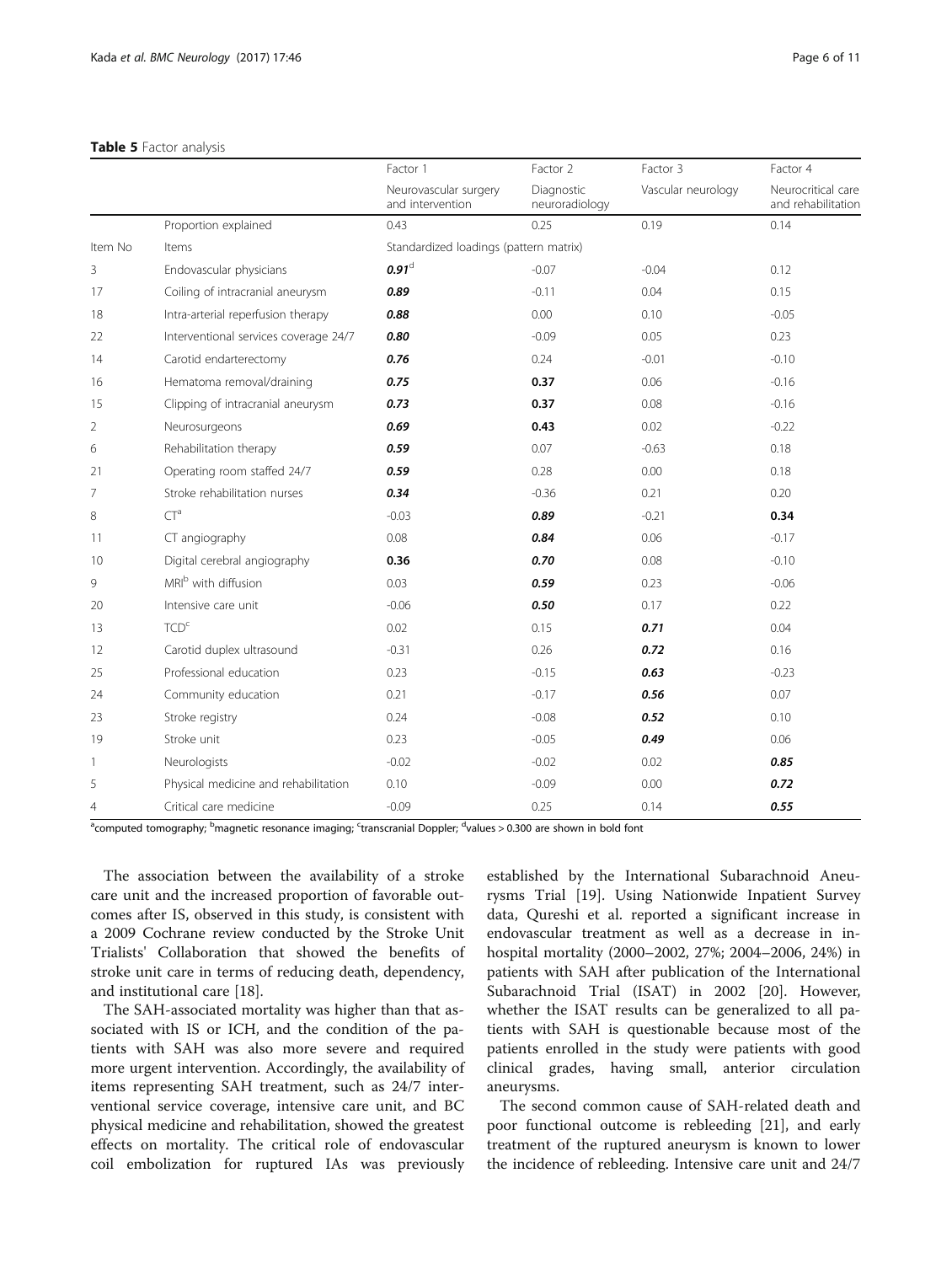**Table 5** Factor analysis

| | | Factor 1 | Factor 2 | Factor 3 | Factor 4 |
|---|---|---|---|---|---|
| | | Neurovascular surgery and intervention | Diagnostic neuroradiology | Vascular neurology | Neurocritical care and rehabilitation |
| | Proportion explained | 0.43 | 0.25 | 0.19 | 0.14 |
| Item No | Items | Standardized loadings (pattern matrix) | | | |
| 3 | Endovascular physicians | ***0.91***[d] | -0.07 | -0.04 | 0.12 |
| 17 | Coiling of intracranial aneurysm | ***0.89*** | -0.11 | 0.04 | 0.15 |
| 18 | Intra-arterial reperfusion therapy | ***0.88*** | 0.00 | 0.10 | -0.05 |
| 22 | Interventional services coverage 24/7 | ***0.80*** | -0.09 | 0.05 | 0.23 |
| 14 | Carotid endarterectomy | ***0.76*** | 0.24 | -0.01 | -0.10 |
| 16 | Hematoma removal/draining | ***0.75*** | **0.37** | 0.06 | -0.16 |
| 15 | Clipping of intracranial aneurysm | ***0.73*** | **0.37** | 0.08 | -0.16 |
| 2 | Neurosurgeons | ***0.69*** | **0.43** | 0.02 | -0.22 |
| 6 | Rehabilitation therapy | ***0.59*** | 0.07 | -0.63 | 0.18 |
| 21 | Operating room staffed 24/7 | ***0.59*** | 0.28 | 0.00 | 0.18 |
| 7 | Stroke rehabilitation nurses | ***0.34*** | -0.36 | 0.21 | 0.20 |
| 8 | CT[a] | -0.03 | ***0.89*** | -0.21 | **0.34** |
| 11 | CT angiography | 0.08 | ***0.84*** | 0.06 | -0.17 |
| 10 | Digital cerebral angiography | **0.36** | ***0.70*** | 0.08 | -0.10 |
| 9 | MRI[b] with diffusion | 0.03 | ***0.59*** | 0.23 | -0.06 |
| 20 | Intensive care unit | -0.06 | ***0.50*** | 0.17 | 0.22 |
| 13 | TCD[c] | 0.02 | 0.15 | ***0.71*** | 0.04 |
| 12 | Carotid duplex ultrasound | -0.31 | 0.26 | ***0.72*** | 0.16 |
| 25 | Professional education | 0.23 | -0.15 | ***0.63*** | -0.23 |
| 24 | Community education | 0.21 | -0.17 | ***0.56*** | 0.07 |
| 23 | Stroke registry | 0.24 | -0.08 | ***0.52*** | 0.10 |
| 19 | Stroke unit | 0.23 | -0.05 | ***0.49*** | 0.06 |
| 1 | Neurologists | -0.02 | -0.02 | 0.02 | ***0.85*** |
| 5 | Physical medicine and rehabilitation | 0.10 | -0.09 | 0.00 | ***0.72*** |
| 4 | Critical care medicine | -0.09 | 0.25 | 0.14 | ***0.55*** |

[a]computed tomography; [b]magnetic resonance imaging; [c]transcranial Doppler; [d]values > 0.300 are shown in bold font

The association between the availability of a stroke care unit and the increased proportion of favorable outcomes after IS, observed in this study, is consistent with a 2009 Cochrane review conducted by the Stroke Unit Trialists' Collaboration that showed the benefits of stroke unit care in terms of reducing death, dependency, and institutional care [18].

The SAH-associated mortality was higher than that associated with IS or ICH, and the condition of the patients with SAH was also more severe and required more urgent intervention. Accordingly, the availability of items representing SAH treatment, such as 24/7 interventional service coverage, intensive care unit, and BC physical medicine and rehabilitation, showed the greatest effects on mortality. The critical role of endovascular coil embolization for ruptured IAs was previously established by the International Subarachnoid Aneurysms Trial [19]. Using Nationwide Inpatient Survey data, Qureshi et al. reported a significant increase in endovascular treatment as well as a decrease in in-hospital mortality (2000–2002, 27%; 2004–2006, 24%) in patients with SAH after publication of the International Subarachnoid Trial (ISAT) in 2002 [20]. However, whether the ISAT results can be generalized to all patients with SAH is questionable because most of the patients enrolled in the study were patients with good clinical grades, having small, anterior circulation aneurysms.

The second common cause of SAH-related death and poor functional outcome is rebleeding [21], and early treatment of the ruptured aneurysm is known to lower the incidence of rebleeding. Intensive care unit and 24/7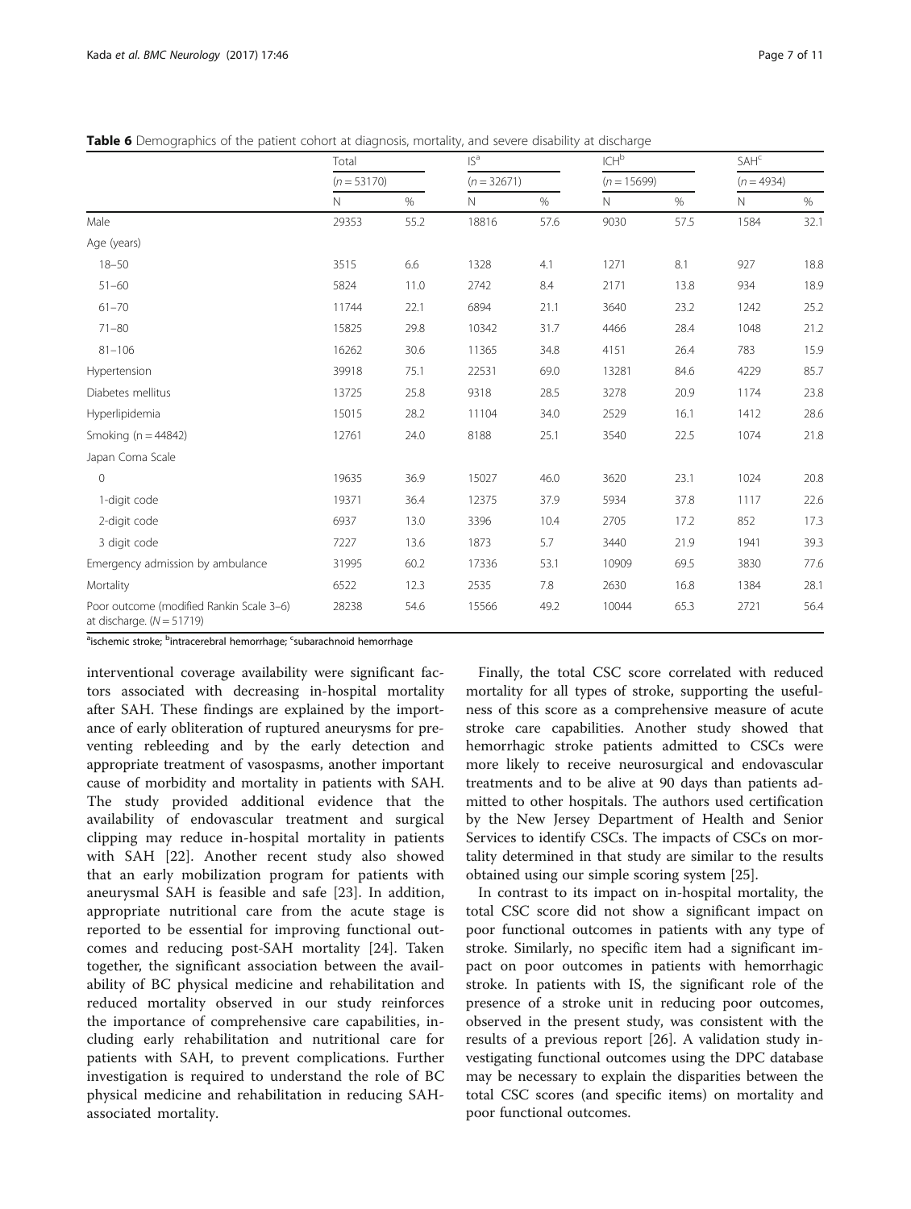**Table 6** Demographics of the patient cohort at diagnosis, mortality, and severe disability at discharge

| | Total | | IS[a] | | ICH[b] | | SAH[c] | |
|---|---|---|---|---|---|---|---|---|
| | (n = 53170) | | (n = 32671) | | (n = 15699) | | (n = 4934) | |
| | N | % | N | % | N | % | N | % |
| Male | 29353 | 55.2 | 18816 | 57.6 | 9030 | 57.5 | 1584 | 32.1 |
| Age (years) | | | | | | | | |
| 18–50 | 3515 | 6.6 | 1328 | 4.1 | 1271 | 8.1 | 927 | 18.8 |
| 51–60 | 5824 | 11.0 | 2742 | 8.4 | 2171 | 13.8 | 934 | 18.9 |
| 61–70 | 11744 | 22.1 | 6894 | 21.1 | 3640 | 23.2 | 1242 | 25.2 |
| 71–80 | 15825 | 29.8 | 10342 | 31.7 | 4466 | 28.4 | 1048 | 21.2 |
| 81–106 | 16262 | 30.6 | 11365 | 34.8 | 4151 | 26.4 | 783 | 15.9 |
| Hypertension | 39918 | 75.1 | 22531 | 69.0 | 13281 | 84.6 | 4229 | 85.7 |
| Diabetes mellitus | 13725 | 25.8 | 9318 | 28.5 | 3278 | 20.9 | 1174 | 23.8 |
| Hyperlipidemia | 15015 | 28.2 | 11104 | 34.0 | 2529 | 16.1 | 1412 | 28.6 |
| Smoking (n = 44842) | 12761 | 24.0 | 8188 | 25.1 | 3540 | 22.5 | 1074 | 21.8 |
| Japan Coma Scale | | | | | | | | |
| 0 | 19635 | 36.9 | 15027 | 46.0 | 3620 | 23.1 | 1024 | 20.8 |
| 1-digit code | 19371 | 36.4 | 12375 | 37.9 | 5934 | 37.8 | 1117 | 22.6 |
| 2-digit code | 6937 | 13.0 | 3396 | 10.4 | 2705 | 17.2 | 852 | 17.3 |
| 3 digit code | 7227 | 13.6 | 1873 | 5.7 | 3440 | 21.9 | 1941 | 39.3 |
| Emergency admission by ambulance | 31995 | 60.2 | 17336 | 53.1 | 10909 | 69.5 | 3830 | 77.6 |
| Mortality | 6522 | 12.3 | 2535 | 7.8 | 2630 | 16.8 | 1384 | 28.1 |
| Poor outcome (modified Rankin Scale 3–6) at discharge. (N = 51719) | 28238 | 54.6 | 15566 | 49.2 | 10044 | 65.3 | 2721 | 56.4 |

[a]ischemic stroke; [b]intracerebral hemorrhage; [c]subarachnoid hemorrhage

interventional coverage availability were significant factors associated with decreasing in-hospital mortality after SAH. These findings are explained by the importance of early obliteration of ruptured aneurysms for preventing rebleeding and by the early detection and appropriate treatment of vasospasms, another important cause of morbidity and mortality in patients with SAH. The study provided additional evidence that the availability of endovascular treatment and surgical clipping may reduce in-hospital mortality in patients with SAH [22]. Another recent study also showed that an early mobilization program for patients with aneurysmal SAH is feasible and safe [23]. In addition, appropriate nutritional care from the acute stage is reported to be essential for improving functional outcomes and reducing post-SAH mortality [24]. Taken together, the significant association between the availability of BC physical medicine and rehabilitation and reduced mortality observed in our study reinforces the importance of comprehensive care capabilities, including early rehabilitation and nutritional care for patients with SAH, to prevent complications. Further investigation is required to understand the role of BC physical medicine and rehabilitation in reducing SAH-associated mortality.

Finally, the total CSC score correlated with reduced mortality for all types of stroke, supporting the usefulness of this score as a comprehensive measure of acute stroke care capabilities. Another study showed that hemorrhagic stroke patients admitted to CSCs were more likely to receive neurosurgical and endovascular treatments and to be alive at 90 days than patients admitted to other hospitals. The authors used certification by the New Jersey Department of Health and Senior Services to identify CSCs. The impacts of CSCs on mortality determined in that study are similar to the results obtained using our simple scoring system [25].

In contrast to its impact on in-hospital mortality, the total CSC score did not show a significant impact on poor functional outcomes in patients with any type of stroke. Similarly, no specific item had a significant impact on poor outcomes in patients with hemorrhagic stroke. In patients with IS, the significant role of the presence of a stroke unit in reducing poor outcomes, observed in the present study, was consistent with the results of a previous report [26]. A validation study investigating functional outcomes using the DPC database may be necessary to explain the disparities between the total CSC scores (and specific items) on mortality and poor functional outcomes.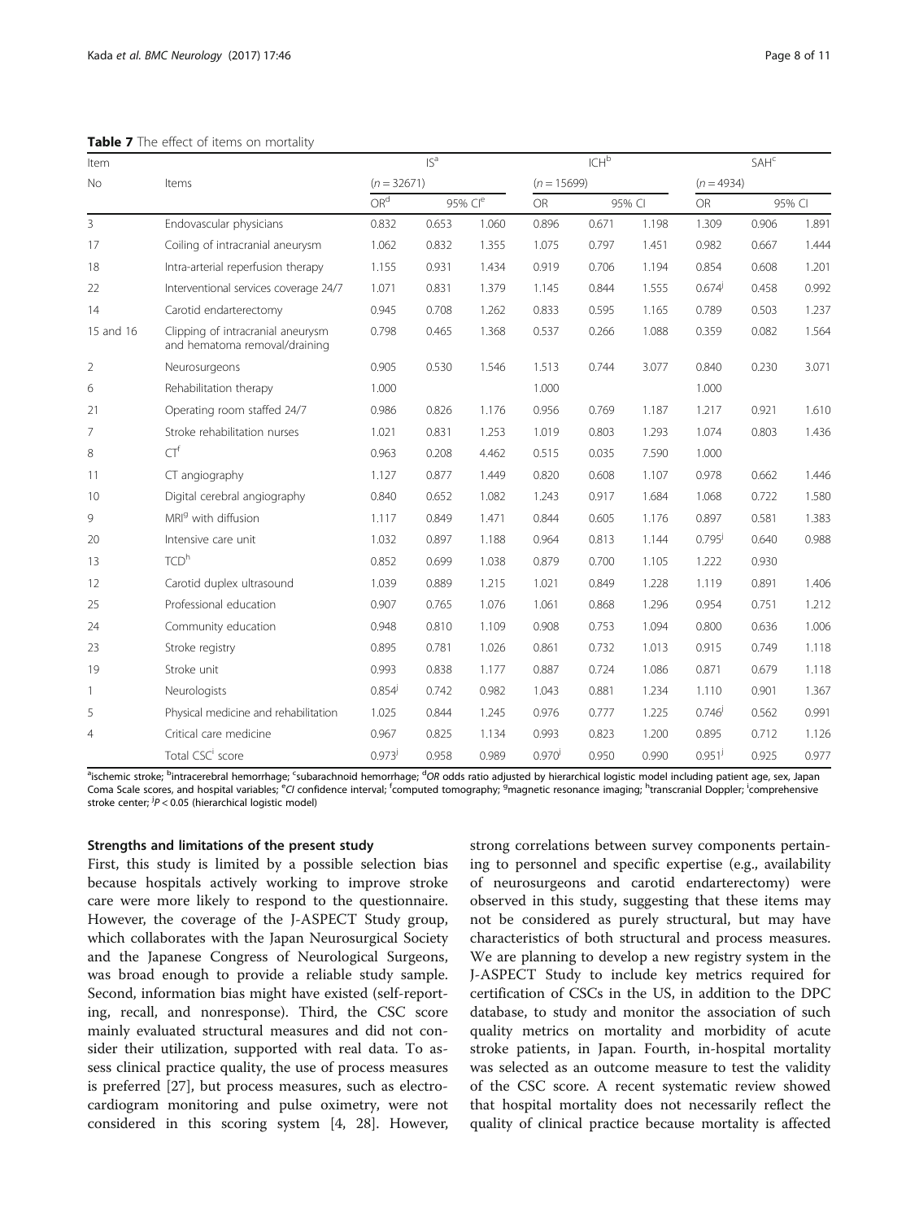**Table 7** The effect of items on mortality

| Item No | Items | IS[a] (n = 32671) | | | ICH[b] (n = 15699) | | | SAH[c] (n = 4934) | | |
|---|---|---|---|---|---|---|---|---|---|---|
| | | OR[d] | 95% CI[e] | | OR | 95% CI | | OR | 95% CI | |
| 3 | Endovascular physicians | 0.832 | 0.653 | 1.060 | 0.896 | 0.671 | 1.198 | 1.309 | 0.906 | 1.891 |
| 17 | Coiling of intracranial aneurysm | 1.062 | 0.832 | 1.355 | 1.075 | 0.797 | 1.451 | 0.982 | 0.667 | 1.444 |
| 18 | Intra-arterial reperfusion therapy | 1.155 | 0.931 | 1.434 | 0.919 | 0.706 | 1.194 | 0.854 | 0.608 | 1.201 |
| 22 | Interventional services coverage 24/7 | 1.071 | 0.831 | 1.379 | 1.145 | 0.844 | 1.555 | 0.674[j] | 0.458 | 0.992 |
| 14 | Carotid endarterectomy | 0.945 | 0.708 | 1.262 | 0.833 | 0.595 | 1.165 | 0.789 | 0.503 | 1.237 |
| 15 and 16 | Clipping of intracranial aneurysm and hematoma removal/draining | 0.798 | 0.465 | 1.368 | 0.537 | 0.266 | 1.088 | 0.359 | 0.082 | 1.564 |
| 2 | Neurosurgeons | 0.905 | 0.530 | 1.546 | 1.513 | 0.744 | 3.077 | 0.840 | 0.230 | 3.071 |
| 6 | Rehabilitation therapy | 1.000 | | | 1.000 | | | 1.000 | | |
| 21 | Operating room staffed 24/7 | 0.986 | 0.826 | 1.176 | 0.956 | 0.769 | 1.187 | 1.217 | 0.921 | 1.610 |
| 7 | Stroke rehabilitation nurses | 1.021 | 0.831 | 1.253 | 1.019 | 0.803 | 1.293 | 1.074 | 0.803 | 1.436 |
| 8 | CT[f] | 0.963 | 0.208 | 4.462 | 0.515 | 0.035 | 7.590 | 1.000 | | |
| 11 | CT angiography | 1.127 | 0.877 | 1.449 | 0.820 | 0.608 | 1.107 | 0.978 | 0.662 | 1.446 |
| 10 | Digital cerebral angiography | 0.840 | 0.652 | 1.082 | 1.243 | 0.917 | 1.684 | 1.068 | 0.722 | 1.580 |
| 9 | MRI[g] with diffusion | 1.117 | 0.849 | 1.471 | 0.844 | 0.605 | 1.176 | 0.897 | 0.581 | 1.383 |
| 20 | Intensive care unit | 1.032 | 0.897 | 1.188 | 0.964 | 0.813 | 1.144 | 0.795[j] | 0.640 | 0.988 |
| 13 | TCD[h] | 0.852 | 0.699 | 1.038 | 0.879 | 0.700 | 1.105 | 1.222 | 0.930 | |
| 12 | Carotid duplex ultrasound | 1.039 | 0.889 | 1.215 | 1.021 | 0.849 | 1.228 | 1.119 | 0.891 | 1.406 |
| 25 | Professional education | 0.907 | 0.765 | 1.076 | 1.061 | 0.868 | 1.296 | 0.954 | 0.751 | 1.212 |
| 24 | Community education | 0.948 | 0.810 | 1.109 | 0.908 | 0.753 | 1.094 | 0.800 | 0.636 | 1.006 |
| 23 | Stroke registry | 0.895 | 0.781 | 1.026 | 0.861 | 0.732 | 1.013 | 0.915 | 0.749 | 1.118 |
| 19 | Stroke unit | 0.993 | 0.838 | 1.177 | 0.887 | 0.724 | 1.086 | 0.871 | 0.679 | 1.118 |
| 1 | Neurologists | 0.854[j] | 0.742 | 0.982 | 1.043 | 0.881 | 1.234 | 1.110 | 0.901 | 1.367 |
| 5 | Physical medicine and rehabilitation | 1.025 | 0.844 | 1.245 | 0.976 | 0.777 | 1.225 | 0.746[j] | 0.562 | 0.991 |
| 4 | Critical care medicine | 0.967 | 0.825 | 1.134 | 0.993 | 0.823 | 1.200 | 0.895 | 0.712 | 1.126 |
| | Total CSC[i] score | 0.973[j] | 0.958 | 0.989 | 0.970[j] | 0.950 | 0.990 | 0.951[j] | 0.925 | 0.977 |

[a]ischemic stroke; [b]intracerebral hemorrhage; [c]subarachnoid hemorrhage; [d]*OR* odds ratio adjusted by hierarchical logistic model including patient age, sex, Japan Coma Scale scores, and hospital variables; [e]*CI* confidence interval; [f]computed tomography; [g]magnetic resonance imaging; [h]transcranial Doppler; [i]comprehensive stroke center; [j]$P < 0.05$ (hierarchical logistic model)

### Strengths and limitations of the present study

First, this study is limited by a possible selection bias because hospitals actively working to improve stroke care were more likely to respond to the questionnaire. However, the coverage of the J-ASPECT Study group, which collaborates with the Japan Neurosurgical Society and the Japanese Congress of Neurological Surgeons, was broad enough to provide a reliable study sample. Second, information bias might have existed (self-reporting, recall, and nonresponse). Third, the CSC score mainly evaluated structural measures and did not consider their utilization, supported with real data. To assess clinical practice quality, the use of process measures is preferred [27], but process measures, such as electrocardiogram monitoring and pulse oximetry, were not considered in this scoring system [4, 28]. However, strong correlations between survey components pertaining to personnel and specific expertise (e.g., availability of neurosurgeons and carotid endarterectomy) were observed in this study, suggesting that these items may not be considered as purely structural, but may have characteristics of both structural and process measures. We are planning to develop a new registry system in the J-ASPECT Study to include key metrics required for certification of CSCs in the US, in addition to the DPC database, to study and monitor the association of such quality metrics on mortality and morbidity of acute stroke patients, in Japan. Fourth, in-hospital mortality was selected as an outcome measure to test the validity of the CSC score. A recent systematic review showed that hospital mortality does not necessarily reflect the quality of clinical practice because mortality is affected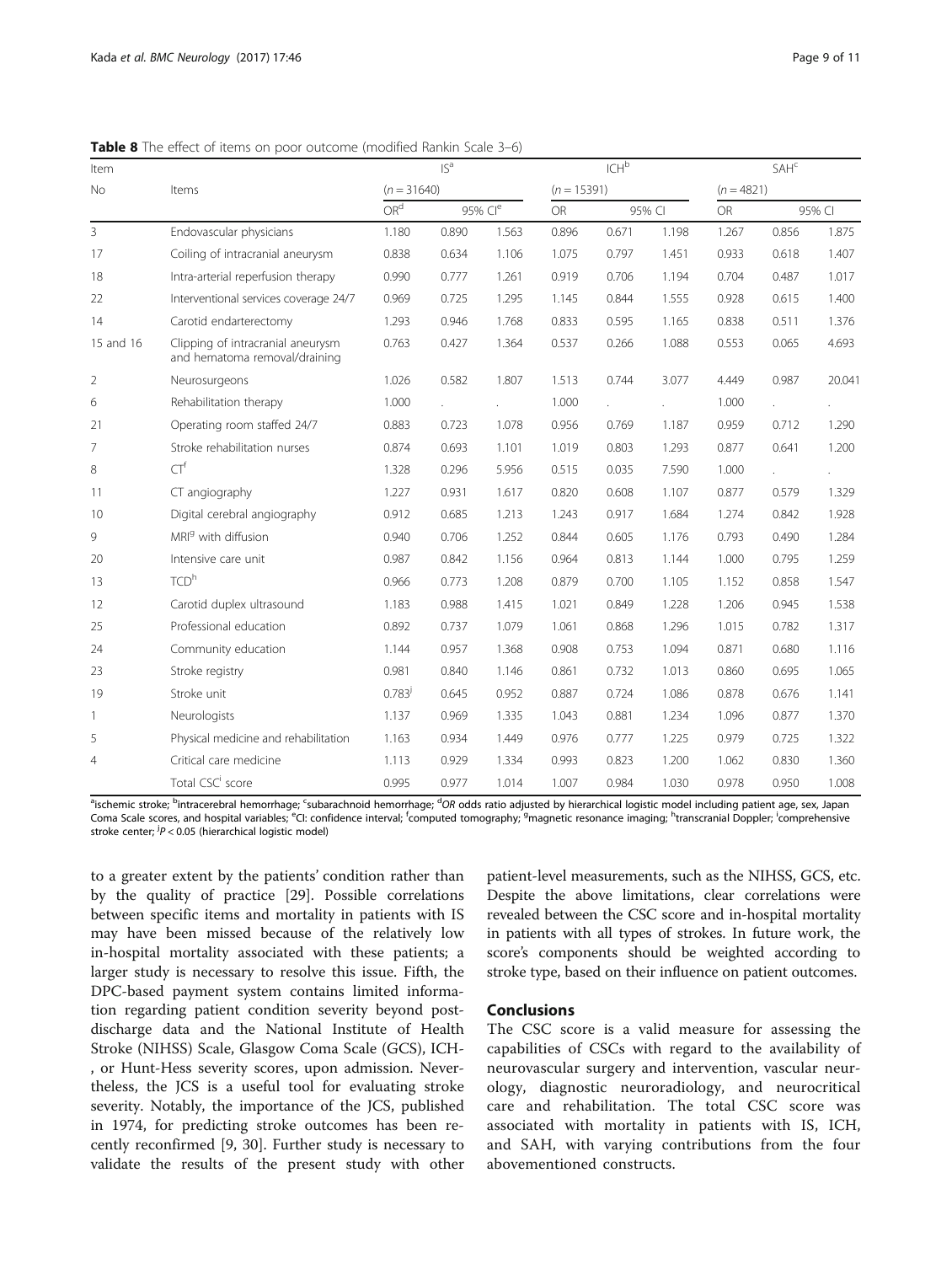**Table 8** The effect of items on poor outcome (modified Rankin Scale 3–6)

| Item | | IS[a] | | | ICH[b] | | | SAH[c] | | |
|---|---|---|---|---|---|---|---|---|---|---|
| No | Items | (n = 31640) | | | (n = 15391) | | | (n = 4821) | | |
| | | OR[d] | 95% CI[e] | | OR | 95% CI | | OR | 95% CI | |
| 3 | Endovascular physicians | 1.180 | 0.890 | 1.563 | 0.896 | 0.671 | 1.198 | 1.267 | 0.856 | 1.875 |
| 17 | Coiling of intracranial aneurysm | 0.838 | 0.634 | 1.106 | 1.075 | 0.797 | 1.451 | 0.933 | 0.618 | 1.407 |
| 18 | Intra-arterial reperfusion therapy | 0.990 | 0.777 | 1.261 | 0.919 | 0.706 | 1.194 | 0.704 | 0.487 | 1.017 |
| 22 | Interventional services coverage 24/7 | 0.969 | 0.725 | 1.295 | 1.145 | 0.844 | 1.555 | 0.928 | 0.615 | 1.400 |
| 14 | Carotid endarterectomy | 1.293 | 0.946 | 1.768 | 0.833 | 0.595 | 1.165 | 0.838 | 0.511 | 1.376 |
| 15 and 16 | Clipping of intracranial aneurysm and hematoma removal/draining | 0.763 | 0.427 | 1.364 | 0.537 | 0.266 | 1.088 | 0.553 | 0.065 | 4.693 |
| 2 | Neurosurgeons | 1.026 | 0.582 | 1.807 | 1.513 | 0.744 | 3.077 | 4.449 | 0.987 | 20.041 |
| 6 | Rehabilitation therapy | 1.000 | . | . | 1.000 | . | . | 1.000 | . | . |
| 21 | Operating room staffed 24/7 | 0.883 | 0.723 | 1.078 | 0.956 | 0.769 | 1.187 | 0.959 | 0.712 | 1.290 |
| 7 | Stroke rehabilitation nurses | 0.874 | 0.693 | 1.101 | 1.019 | 0.803 | 1.293 | 0.877 | 0.641 | 1.200 |
| 8 | CT[f] | 1.328 | 0.296 | 5.956 | 0.515 | 0.035 | 7.590 | 1.000 | . | . |
| 11 | CT angiography | 1.227 | 0.931 | 1.617 | 0.820 | 0.608 | 1.107 | 0.877 | 0.579 | 1.329 |
| 10 | Digital cerebral angiography | 0.912 | 0.685 | 1.213 | 1.243 | 0.917 | 1.684 | 1.274 | 0.842 | 1.928 |
| 9 | MRI[g] with diffusion | 0.940 | 0.706 | 1.252 | 0.844 | 0.605 | 1.176 | 0.793 | 0.490 | 1.284 |
| 20 | Intensive care unit | 0.987 | 0.842 | 1.156 | 0.964 | 0.813 | 1.144 | 1.000 | 0.795 | 1.259 |
| 13 | TCD[h] | 0.966 | 0.773 | 1.208 | 0.879 | 0.700 | 1.105 | 1.152 | 0.858 | 1.547 |
| 12 | Carotid duplex ultrasound | 1.183 | 0.988 | 1.415 | 1.021 | 0.849 | 1.228 | 1.206 | 0.945 | 1.538 |
| 25 | Professional education | 0.892 | 0.737 | 1.079 | 1.061 | 0.868 | 1.296 | 1.015 | 0.782 | 1.317 |
| 24 | Community education | 1.144 | 0.957 | 1.368 | 0.908 | 0.753 | 1.094 | 0.871 | 0.680 | 1.116 |
| 23 | Stroke registry | 0.981 | 0.840 | 1.146 | 0.861 | 0.732 | 1.013 | 0.860 | 0.695 | 1.065 |
| 19 | Stroke unit | 0.783[j] | 0.645 | 0.952 | 0.887 | 0.724 | 1.086 | 0.878 | 0.676 | 1.141 |
| 1 | Neurologists | 1.137 | 0.969 | 1.335 | 1.043 | 0.881 | 1.234 | 1.096 | 0.877 | 1.370 |
| 5 | Physical medicine and rehabilitation | 1.163 | 0.934 | 1.449 | 0.976 | 0.777 | 1.225 | 0.979 | 0.725 | 1.322 |
| 4 | Critical care medicine | 1.113 | 0.929 | 1.334 | 0.993 | 0.823 | 1.200 | 1.062 | 0.830 | 1.360 |
| | Total CSC[i] score | 0.995 | 0.977 | 1.014 | 1.007 | 0.984 | 1.030 | 0.978 | 0.950 | 1.008 |

[a]ischemic stroke; [b]intracerebral hemorrhage; [c]subarachnoid hemorrhage; [d]*OR* odds ratio adjusted by hierarchical logistic model including patient age, sex, Japan Coma Scale scores, and hospital variables; [e]CI: confidence interval; [f]computed tomography; [g]magnetic resonance imaging; [h]transcranial Doppler; [i]comprehensive stroke center; [j]$P < 0.05$ (hierarchical logistic model)

to a greater extent by the patients' condition rather than by the quality of practice [29]. Possible correlations between specific items and mortality in patients with IS may have been missed because of the relatively low in-hospital mortality associated with these patients; a larger study is necessary to resolve this issue. Fifth, the DPC-based payment system contains limited information regarding patient condition severity beyond post-discharge data and the National Institute of Health Stroke (NIHSS) Scale, Glasgow Coma Scale (GCS), ICH-, or Hunt-Hess severity scores, upon admission. Nevertheless, the JCS is a useful tool for evaluating stroke severity. Notably, the importance of the JCS, published in 1974, for predicting stroke outcomes has been recently reconfirmed [9, 30]. Further study is necessary to validate the results of the present study with other patient-level measurements, such as the NIHSS, GCS, etc. Despite the above limitations, clear correlations were revealed between the CSC score and in-hospital mortality in patients with all types of strokes. In future work, the score's components should be weighted according to stroke type, based on their influence on patient outcomes.

## Conclusions

The CSC score is a valid measure for assessing the capabilities of CSCs with regard to the availability of neurovascular surgery and intervention, vascular neurology, diagnostic neuroradiology, and neurocritical care and rehabilitation. The total CSC score was associated with mortality in patients with IS, ICH, and SAH, with varying contributions from the four abovementioned constructs.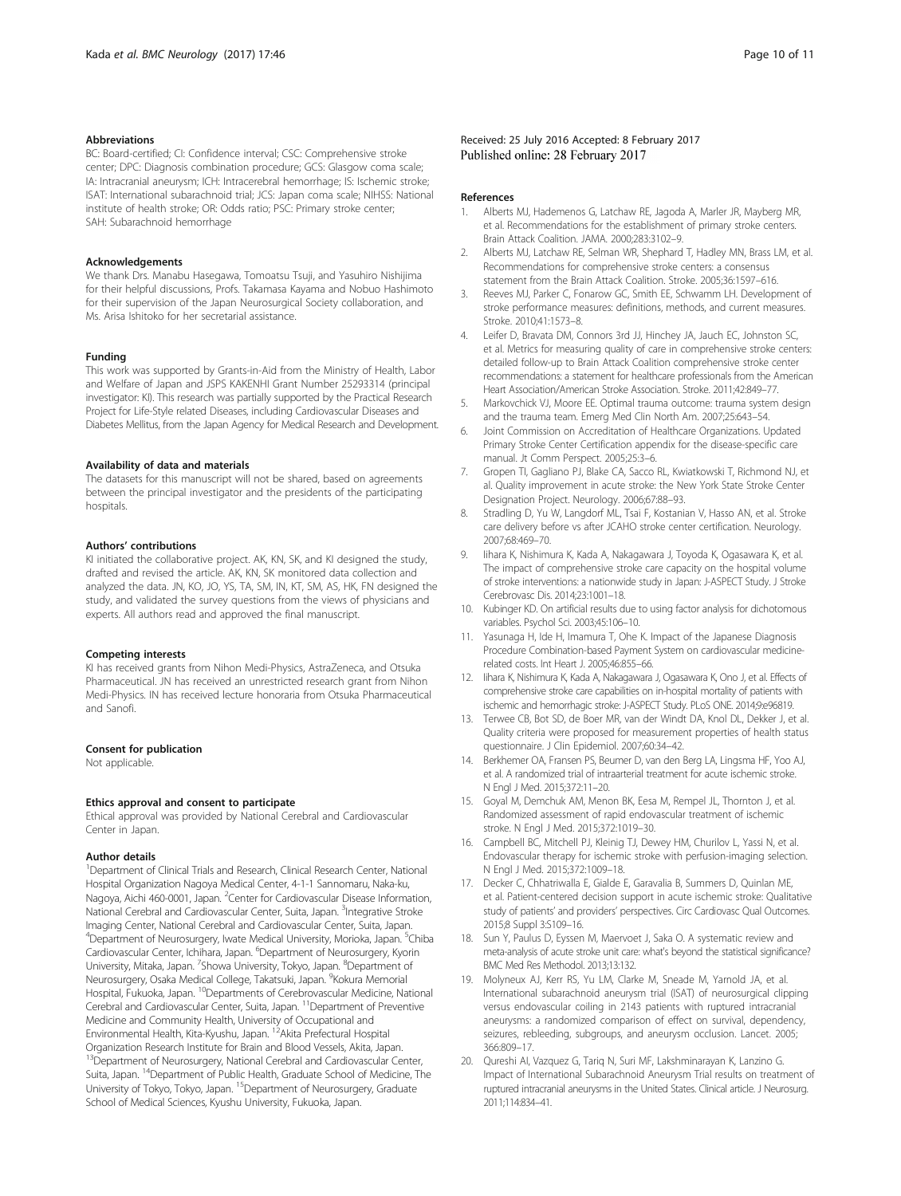### Abbreviations

BC: Board-certified; CI: Confidence interval; CSC: Comprehensive stroke center; DPC: Diagnosis combination procedure; GCS: Glasgow coma scale; IA: Intracranial aneurysm; ICH: Intracerebral hemorrhage; IS: Ischemic stroke; ISAT: International subarachnoid trial; JCS: Japan coma scale; NIHSS: National institute of health stroke; OR: Odds ratio; PSC: Primary stroke center; SAH: Subarachnoid hemorrhage

### Acknowledgements

We thank Drs. Manabu Hasegawa, Tomoatsu Tsuji, and Yasuhiro Nishijima for their helpful discussions, Profs. Takamasa Kayama and Nobuo Hashimoto for their supervision of the Japan Neurosurgical Society collaboration, and Ms. Arisa Ishitoko for her secretarial assistance.

### Funding

This work was supported by Grants-in-Aid from the Ministry of Health, Labor and Welfare of Japan and JSPS KAKENHI Grant Number 25293314 (principal investigator: KI). This research was partially supported by the Practical Research Project for Life-Style related Diseases, including Cardiovascular Diseases and Diabetes Mellitus, from the Japan Agency for Medical Research and Development.

### Availability of data and materials

The datasets for this manuscript will not be shared, based on agreements between the principal investigator and the presidents of the participating hospitals.

### Authors' contributions

KI initiated the collaborative project. AK, KN, SK, and KI designed the study, drafted and revised the article. AK, KN, SK monitored data collection and analyzed the data. JN, KO, JO, YS, TA, SM, IN, KT, SM, AS, HK, FN designed the study, and validated the survey questions from the views of physicians and experts. All authors read and approved the final manuscript.

### Competing interests

KI has received grants from Nihon Medi-Physics, AstraZeneca, and Otsuka Pharmaceutical. JN has received an unrestricted research grant from Nihon Medi-Physics. IN has received lecture honoraria from Otsuka Pharmaceutical and Sanofi.

### Consent for publication

Not applicable.

### Ethics approval and consent to participate

Ethical approval was provided by National Cerebral and Cardiovascular Center in Japan.

### Author details

[1]Department of Clinical Trials and Research, Clinical Research Center, National Hospital Organization Nagoya Medical Center, 4-1-1 Sannomaru, Naka-ku, Nagoya, Aichi 460-0001, Japan. [2]Center for Cardiovascular Disease Information, National Cerebral and Cardiovascular Center, Suita, Japan. [3]Integrative Stroke Imaging Center, National Cerebral and Cardiovascular Center, Suita, Japan. [4]Department of Neurosurgery, Iwate Medical University, Morioka, Japan. [5]Chiba Cardiovascular Center, Ichihara, Japan. [6]Department of Neurosurgery, Kyorin University, Mitaka, Japan. [7]Showa University, Tokyo, Japan. [8]Department of Neurosurgery, Osaka Medical College, Takatsuki, Japan. [9]Kokura Memorial Hospital, Fukuoka, Japan. [10]Departments of Cerebrovascular Medicine, National Cerebral and Cardiovascular Center, Suita, Japan. [11]Department of Preventive Medicine and Community Health, University of Occupational and Environmental Health, Kita-Kyushu, Japan. [12]Akita Prefectural Hospital Organization Research Institute for Brain and Blood Vessels, Akita, Japan. [13]Department of Neurosurgery, National Cerebral and Cardiovascular Center, Suita, Japan. [14]Department of Public Health, Graduate School of Medicine, The University of Tokyo, Tokyo, Japan. [15]Department of Neurosurgery, Graduate School of Medical Sciences, Kyushu University, Fukuoka, Japan.

Received: 25 July 2016 Accepted: 8 February 2017
Published online: 28 February 2017

### References

1. Alberts MJ, Hademenos G, Latchaw RE, Jagoda A, Marler JR, Mayberg MR, et al. Recommendations for the establishment of primary stroke centers. Brain Attack Coalition. JAMA. 2000;283:3102–9.
2. Alberts MJ, Latchaw RE, Selman WR, Shephard T, Hadley MN, Brass LM, et al. Recommendations for comprehensive stroke centers: a consensus statement from the Brain Attack Coalition. Stroke. 2005;36:1597–616.
3. Reeves MJ, Parker C, Fonarow GC, Smith EE, Schwamm LH. Development of stroke performance measures: definitions, methods, and current measures. Stroke. 2010;41:1573–8.
4. Leifer D, Bravata DM, Connors 3rd JJ, Hinchey JA, Jauch EC, Johnston SC, et al. Metrics for measuring quality of care in comprehensive stroke centers: detailed follow-up to Brain Attack Coalition comprehensive stroke center recommendations: a statement for healthcare professionals from the American Heart Association/American Stroke Association. Stroke. 2011;42:849–77.
5. Markovchick VJ, Moore EE. Optimal trauma outcome: trauma system design and the trauma team. Emerg Med Clin North Am. 2007;25:643–54.
6. Joint Commission on Accreditation of Healthcare Organizations. Updated Primary Stroke Center Certification appendix for the disease-specific care manual. Jt Comm Perspect. 2005;25:3–6.
7. Gropen TI, Gagliano PJ, Blake CA, Sacco RL, Kwiatkowski T, Richmond NJ, et al. Quality improvement in acute stroke: the New York State Stroke Center Designation Project. Neurology. 2006;67:88–93.
8. Stradling D, Yu W, Langdorf ML, Tsai F, Kostanian V, Hasso AN, et al. Stroke care delivery before vs after JCAHO stroke center certification. Neurology. 2007;68:469–70.
9. Iihara K, Nishimura K, Kada A, Nakagawara J, Toyoda K, Ogasawara K, et al. The impact of comprehensive stroke care capacity on the hospital volume of stroke interventions: a nationwide study in Japan: J-ASPECT Study. J Stroke Cerebrovasc Dis. 2014;23:1001–18.
10. Kubinger KD. On artificial results due to using factor analysis for dichotomous variables. Psychol Sci. 2003;45:106–10.
11. Yasunaga H, Ide H, Imamura T, Ohe K. Impact of the Japanese Diagnosis Procedure Combination-based Payment System on cardiovascular medicine-related costs. Int Heart J. 2005;46:855–66.
12. Iihara K, Nishimura K, Kada A, Nakagawara J, Ogasawara K, Ono J, et al. Effects of comprehensive stroke care capabilities on in-hospital mortality of patients with ischemic and hemorrhagic stroke: J-ASPECT Study. PLoS ONE. 2014;9:e96819.
13. Terwee CB, Bot SD, de Boer MR, van der Windt DA, Knol DL, Dekker J, et al. Quality criteria were proposed for measurement properties of health status questionnaire. J Clin Epidemiol. 2007;60:34–42.
14. Berkhemer OA, Fransen PS, Beumer D, van den Berg LA, Lingsma HF, Yoo AJ, et al. A randomized trial of intraarterial treatment for acute ischemic stroke. N Engl J Med. 2015;372:11–20.
15. Goyal M, Demchuk AM, Menon BK, Eesa M, Rempel JL, Thornton J, et al. Randomized assessment of rapid endovascular treatment of ischemic stroke. N Engl J Med. 2015;372:1019–30.
16. Campbell BC, Mitchell PJ, Kleinig TJ, Dewey HM, Churilov L, Yassi N, et al. Endovascular therapy for ischemic stroke with perfusion-imaging selection. N Engl J Med. 2015;372:1009–18.
17. Decker C, Chhatriwalla E, Gialde E, Garavalia B, Summers D, Quinlan ME, et al. Patient-centered decision support in acute ischemic stroke: Qualitative study of patients' and providers' perspectives. Circ Cardiovasc Qual Outcomes. 2015;8 Suppl 3:S109–16.
18. Sun Y, Paulus D, Eyssen M, Maervoet J, Saka O. A systematic review and meta-analysis of acute stroke unit care: what's beyond the statistical significance? BMC Med Res Methodol. 2013;13:132.
19. Molyneux AJ, Kerr RS, Yu LM, Clarke M, Sneade M, Yarnold JA, et al. International subarachnoid aneurysm trial (ISAT) of neurosurgical clipping versus endovascular coiling in 2143 patients with ruptured intracranial aneurysms: a randomized comparison of effect on survival, dependency, seizures, rebleeding, subgroups, and aneurysm occlusion. Lancet. 2005; 366:809–17.
20. Qureshi AI, Vazquez G, Tariq N, Suri MF, Lakshminarayan K, Lanzino G. Impact of International Subarachnoid Aneurysm Trial results on treatment of ruptured intracranial aneurysms in the United States. Clinical article. J Neurosurg. 2011;114:834–41.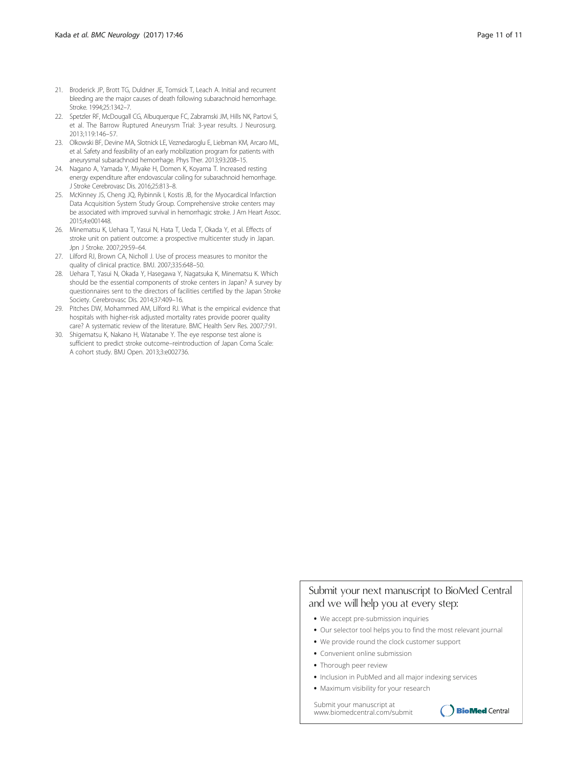21. Broderick JP, Brott TG, Duldner JE, Tomsick T, Leach A. Initial and recurrent bleeding are the major causes of death following subarachnoid hemorrhage. Stroke. 1994;25:1342–7.
22. Spetzler RF, McDougall CG, Albuquerque FC, Zabramski JM, Hills NK, Partovi S, et al. The Barrow Ruptured Aneurysm Trial: 3-year results. J Neurosurg. 2013;119:146–57.
23. Olkowski BF, Devine MA, Slotnick LE, Veznedaroglu E, Liebman KM, Arcaro ML, et al. Safety and feasibility of an early mobilization program for patients with aneurysmal subarachnoid hemorrhage. Phys Ther. 2013;93:208–15.
24. Nagano A, Yamada Y, Miyake H, Domen K, Koyama T. Increased resting energy expenditure after endovascular coiling for subarachnoid hemorrhage. J Stroke Cerebrovasc Dis. 2016;25:813–8.
25. McKinney JS, Cheng JQ, Rybinnik I, Kostis JB, for the Myocardial Infarction Data Acquisition System Study Group. Comprehensive stroke centers may be associated with improved survival in hemorrhagic stroke. J Am Heart Assoc. 2015;4:e001448.
26. Minematsu K, Uehara T, Yasui N, Hata T, Ueda T, Okada Y, et al. Effects of stroke unit on patient outcome: a prospective multicenter study in Japan. Jpn J Stroke. 2007;29:59–64.
27. Lilford RJ, Brown CA, Nicholl J. Use of process measures to monitor the quality of clinical practice. BMJ. 2007;335:648–50.
28. Uehara T, Yasui N, Okada Y, Hasegawa Y, Nagatsuka K, Minematsu K. Which should be the essential components of stroke centers in Japan? A survey by questionnaires sent to the directors of facilities certified by the Japan Stroke Society. Cerebrovasc Dis. 2014;37:409–16.
29. Pitches DW, Mohammed AM, Lilford RJ. What is the empirical evidence that hospitals with higher-risk adjusted mortality rates provide poorer quality care? A systematic review of the literature. BMC Health Serv Res. 2007;7:91.
30. Shigematsu K, Nakano H, Watanabe Y. The eye response test alone is sufficient to predict stroke outcome–reintroduction of Japan Coma Scale: A cohort study. BMJ Open. 2013;3:e002736.

Submit your next manuscript to BioMed Central and we will help you at every step:

- We accept pre-submission inquiries
- Our selector tool helps you to find the most relevant journal
- We provide round the clock customer support
- Convenient online submission
- Thorough peer review
- Inclusion in PubMed and all major indexing services
- Maximum visibility for your research

Submit your manuscript at www.biomedcentral.com/submit

BioMed Central